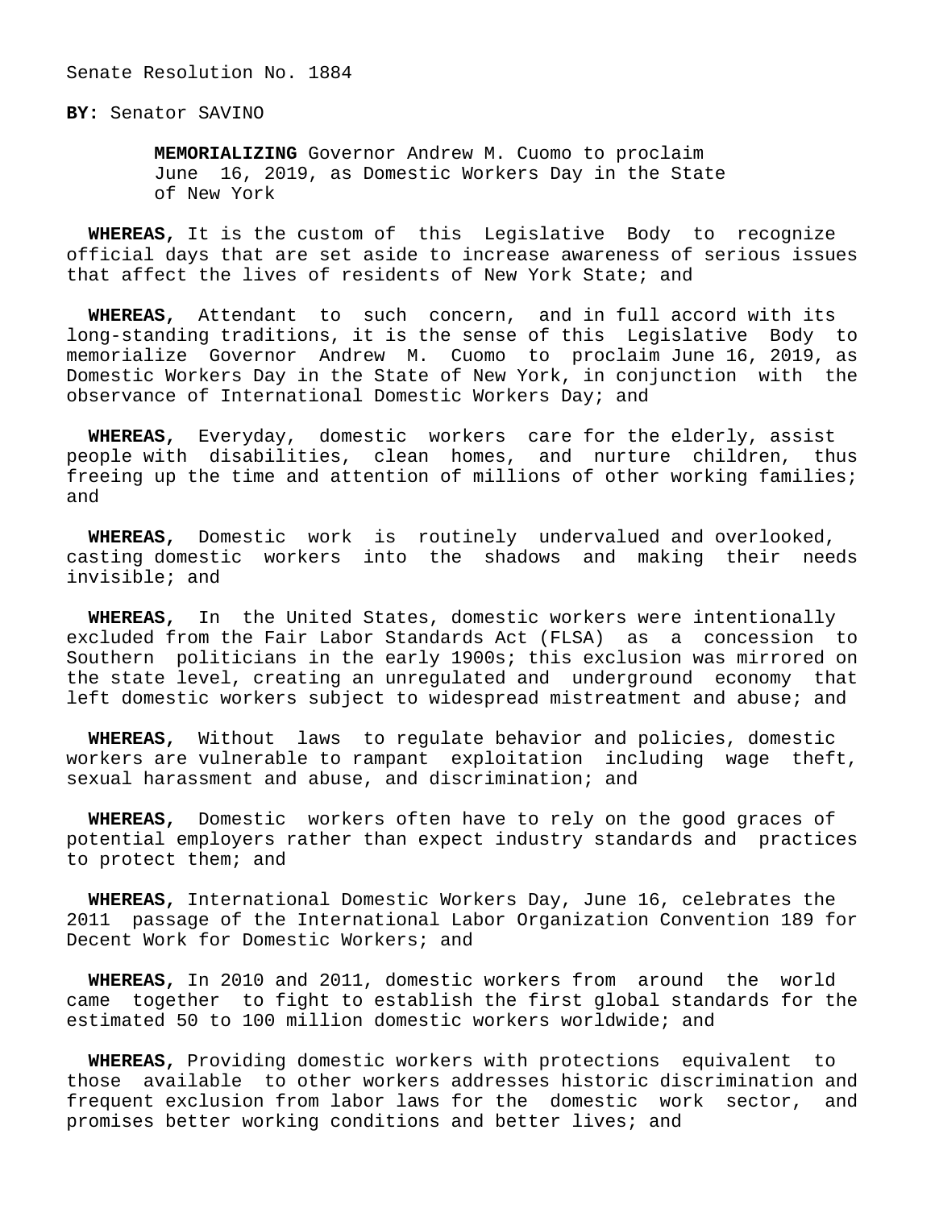Senate Resolution No. 1884

**BY:** Senator SAVINO

**MEMORIALIZING** Governor Andrew M. Cuomo to proclaim June 16, 2019, as Domestic Workers Day in the State of New York

**WHEREAS,** It is the custom of this Legislative Body to recognize official days that are set aside to increase awareness of serious issues that affect the lives of residents of New York State; and

**WHEREAS,** Attendant to such concern, and in full accord with its long-standing traditions, it is the sense of this Legislative Body to memorialize Governor Andrew M. Cuomo to proclaim June 16, 2019, as Domestic Workers Day in the State of New York, in conjunction with the observance of International Domestic Workers Day; and

**WHEREAS,** Everyday, domestic workers care for the elderly, assist people with disabilities, clean homes, and nurture children, thus freeing up the time and attention of millions of other working families; and

**WHEREAS,** Domestic work is routinely undervalued and overlooked, casting domestic workers into the shadows and making their needs invisible; and

**WHEREAS,** In the United States, domestic workers were intentionally excluded from the Fair Labor Standards Act (FLSA) as a concession to Southern politicians in the early 1900s; this exclusion was mirrored on the state level, creating an unregulated and underground economy that left domestic workers subject to widespread mistreatment and abuse; and

**WHEREAS,** Without laws to regulate behavior and policies, domestic workers are vulnerable to rampant exploitation including wage theft, sexual harassment and abuse, and discrimination; and

**WHEREAS,** Domestic workers often have to rely on the good graces of potential employers rather than expect industry standards and practices to protect them; and

**WHEREAS,** International Domestic Workers Day, June 16, celebrates the 2011 passage of the International Labor Organization Convention 189 for Decent Work for Domestic Workers; and

**WHEREAS,** In 2010 and 2011, domestic workers from around the world came together to fight to establish the first global standards for the estimated 50 to 100 million domestic workers worldwide; and

**WHEREAS,** Providing domestic workers with protections equivalent to those available to other workers addresses historic discrimination and frequent exclusion from labor laws for the domestic work sector, and promises better working conditions and better lives; and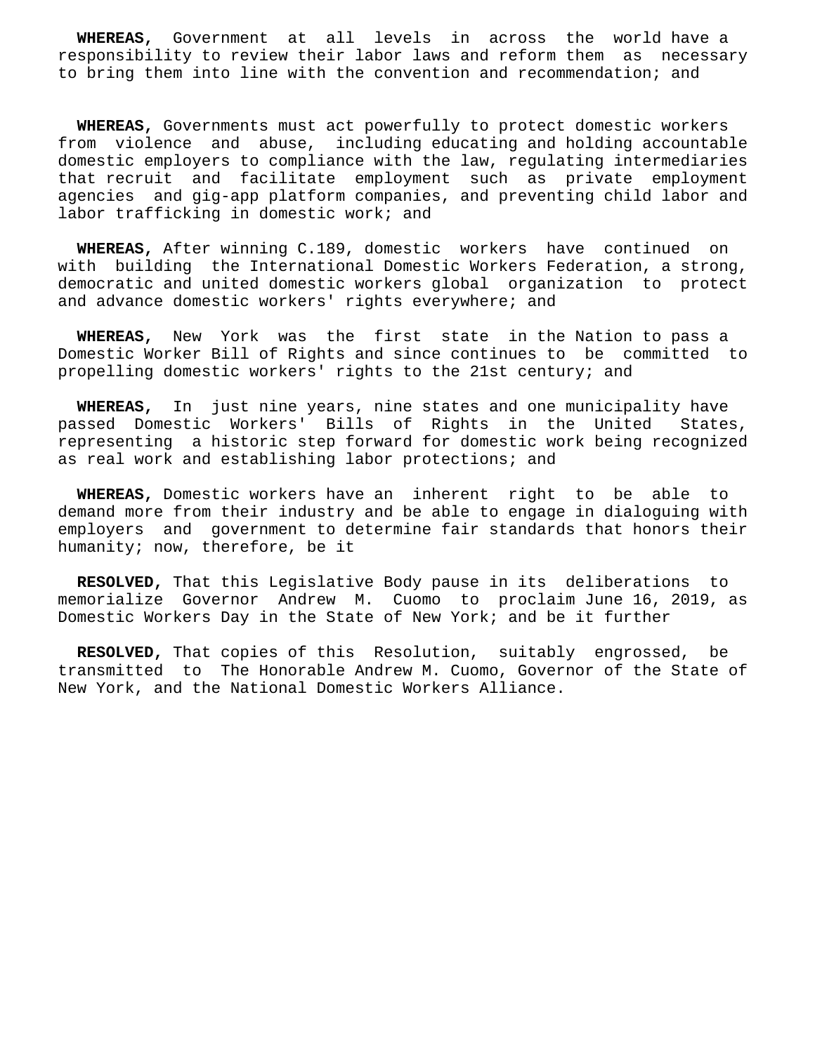**WHEREAS,** Government at all levels in across the world have a responsibility to review their labor laws and reform them as necessary to bring them into line with the convention and recommendation; and

**WHEREAS,** Governments must act powerfully to protect domestic workers from violence and abuse, including educating and holding accountable domestic employers to compliance with the law, regulating intermediaries that recruit and facilitate employment such as private employment agencies and gig-app platform companies, and preventing child labor and labor trafficking in domestic work; and

**WHEREAS,** After winning C.189, domestic workers have continued on with building the International Domestic Workers Federation, a strong, democratic and united domestic workers global organization to protect and advance domestic workers' rights everywhere; and

**WHEREAS,** New York was the first state in the Nation to pass a Domestic Worker Bill of Rights and since continues to be committed to propelling domestic workers' rights to the 21st century; and

**WHEREAS,** In just nine years, nine states and one municipality have passed Domestic Workers' Bills of Rights in the United States, representing a historic step forward for domestic work being recognized as real work and establishing labor protections; and

**WHEREAS,** Domestic workers have an inherent right to be able to demand more from their industry and be able to engage in dialoguing with employers and government to determine fair standards that honors their humanity; now, therefore, be it

**RESOLVED,** That this Legislative Body pause in its deliberations to memorialize Governor Andrew M. Cuomo to proclaim June 16, 2019, as Domestic Workers Day in the State of New York; and be it further

**RESOLVED,** That copies of this Resolution, suitably engrossed, be transmitted to The Honorable Andrew M. Cuomo, Governor of the State of New York, and the National Domestic Workers Alliance.